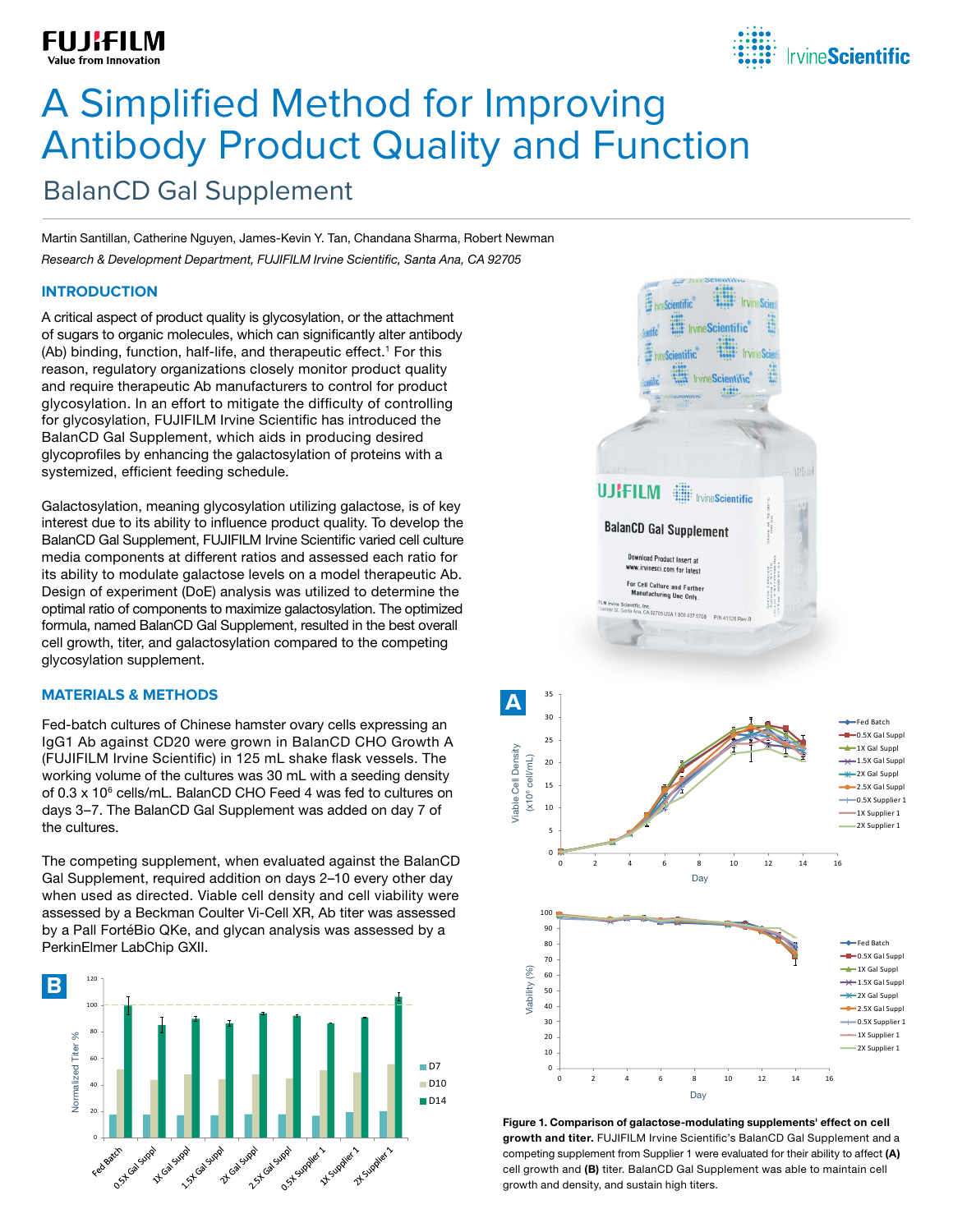# A Simplified Method for Improving Antibody Product Quality and Function

## BalanCD Gal Supplement

Martin Santillan, Catherine Nguyen, James-Kevin Y. Tan, Chandana Sharma, Robert Newman

*Research & Development Department, FUJIFILM Irvine Scientific, Santa Ana, CA 92705*

### INTRODUCTION

A critical aspect of product quality is glycosylation, or the attachment of sugars to organic molecules, which can significantly alter antibody (Ab) binding, function, half-life, and therapeutic effect.[1] For this reason, regulatory organizations closely monitor product quality and require therapeutic Ab manufacturers to control for product glycosylation. In an effort to mitigate the difficulty of controlling for glycosylation, FUJIFILM Irvine Scientific has introduced the BalanCD Gal Supplement, which aids in producing desired glycoprofiles by enhancing the galactosylation of proteins with a systemized, efficient feeding schedule.

Galactosylation, meaning glycosylation utilizing galactose, is of key interest due to its ability to influence product quality. To develop the BalanCD Gal Supplement, FUJIFILM Irvine Scientific varied cell culture media components at different ratios and assessed each ratio for its ability to modulate galactose levels on a model therapeutic Ab. Design of experiment (DoE) analysis was utilized to determine the optimal ratio of components to maximize galactosylation. The optimized formula, named BalanCD Gal Supplement, resulted in the best overall cell growth, titer, and galactosylation compared to the competing glycosylation supplement.

### MATERIALS & METHODS

Fed-batch cultures of Chinese hamster ovary cells expressing an IgG1 Ab against CD20 were grown in BalanCD CHO Growth A (FUJIFILM Irvine Scientific) in 125 mL shake flask vessels. The working volume of the cultures was 30 mL with a seeding density of 0.3 x $10^6$ cells/mL. BalanCD CHO Feed 4 was fed to cultures on days 3–7. The BalanCD Gal Supplement was added on day 7 of the cultures.

The competing supplement, when evaluated against the BalanCD Gal Supplement, required addition on days 2–10 every other day when used as directed. Viable cell density and cell viability were assessed by a Beckman Coulter Vi-Cell XR, Ab titer was assessed by a Pall FortéBio QKe, and glycan analysis was assessed by a PerkinElmer LabChip GXII.

**Figure 1. Comparison of galactose-modulating supplements' effect on cell growth and titer.** FUJIFILM Irvine Scientific's BalanCD Gal Supplement and a competing supplement from Supplier 1 were evaluated for their ability to affect **(A)** cell growth and **(B)** titer. BalanCD Gal Supplement was able to maintain cell growth and density, and sustain high titers.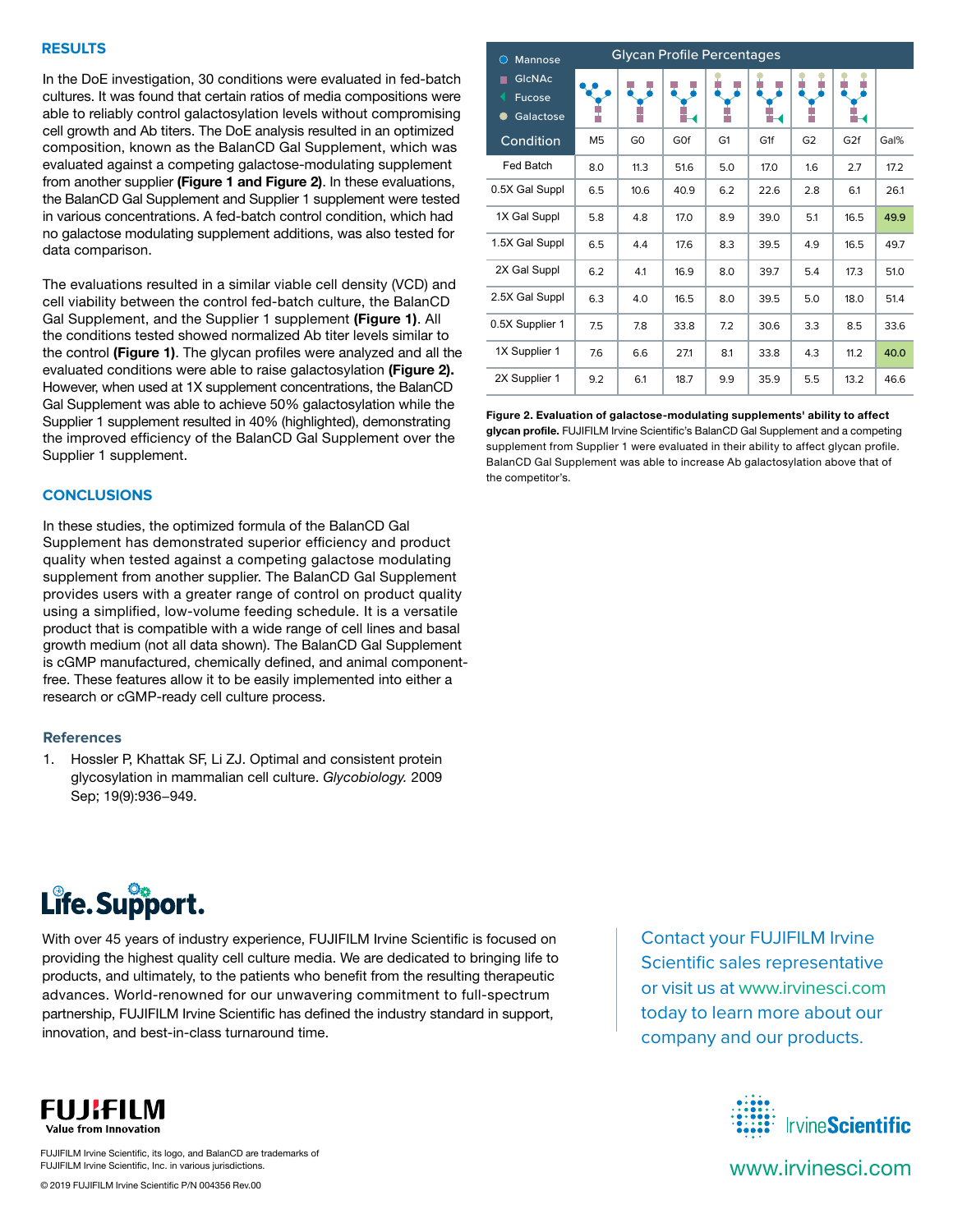## RESULTS

In the DoE investigation, 30 conditions were evaluated in fed-batch cultures. It was found that certain ratios of media compositions were able to reliably control galactosylation levels without compromising cell growth and Ab titers. The DoE analysis resulted in an optimized composition, known as the BalanCD Gal Supplement, which was evaluated against a competing galactose-modulating supplement from another supplier **(Figure 1 and Figure 2)**. In these evaluations, the BalanCD Gal Supplement and Supplier 1 supplement were tested in various concentrations. A fed-batch control condition, which had no galactose modulating supplement additions, was also tested for data comparison.

The evaluations resulted in a similar viable cell density (VCD) and cell viability between the control fed-batch culture, the BalanCD Gal Supplement, and the Supplier 1 supplement **(Figure 1)**. All the conditions tested showed normalized Ab titer levels similar to the control **(Figure 1)**. The glycan profiles were analyzed and all the evaluated conditions were able to raise galactosylation **(Figure 2).** However, when used at 1X supplement concentrations, the BalanCD Gal Supplement was able to achieve 50% galactosylation while the Supplier 1 supplement resulted in 40% (highlighted), demonstrating the improved efficiency of the BalanCD Gal Supplement over the Supplier 1 supplement.

## CONCLUSIONS

In these studies, the optimized formula of the BalanCD Gal Supplement has demonstrated superior efficiency and product quality when tested against a competing galactose modulating supplement from another supplier. The BalanCD Gal Supplement provides users with a greater range of control on product quality using a simplified, low-volume feeding schedule. It is a versatile product that is compatible with a wide range of cell lines and basal growth medium (not all data shown). The BalanCD Gal Supplement is cGMP manufactured, chemically defined, and animal component-free. These features allow it to be easily implemented into either a research or cGMP-ready cell culture process.

### References

1. Hossler P, Khattak SF, Li ZJ. Optimal and consistent protein glycosylation in mammalian cell culture. *Glycobiology.* 2009 Sep; 19(9):936–949.

Glycan Profile Percentages

Mannose
GlcNAc
Fucose
Galactose

| Condition | M5 | G0 | G0f | G1 | G1f | G2 | G2f | Gal% |
|---|---|---|---|---|---|---|---|---|
| Fed Batch | 8.0 | 11.3 | 51.6 | 5.0 | 17.0 | 1.6 | 2.7 | 17.2 |
| 0.5X Gal Suppl | 6.5 | 10.6 | 40.9 | 6.2 | 22.6 | 2.8 | 6.1 | 26.1 |
| 1X Gal Suppl | 5.8 | 4.8 | 17.0 | 8.9 | 39.0 | 5.1 | 16.5 | 49.9 |
| 1.5X Gal Suppl | 6.5 | 4.4 | 17.6 | 8.3 | 39.5 | 4.9 | 16.5 | 49.7 |
| 2X Gal Suppl | 6.2 | 4.1 | 16.9 | 8.0 | 39.7 | 5.4 | 17.3 | 51.0 |
| 2.5X Gal Suppl | 6.3 | 4.0 | 16.5 | 8.0 | 39.5 | 5.0 | 18.0 | 51.4 |
| 0.5X Supplier 1 | 7.5 | 7.8 | 33.8 | 7.2 | 30.6 | 3.3 | 8.5 | 33.6 |
| 1X Supplier 1 | 7.6 | 6.6 | 27.1 | 8.1 | 33.8 | 4.3 | 11.2 | 40.0 |
| 2X Supplier 1 | 9.2 | 6.1 | 18.7 | 9.9 | 35.9 | 5.5 | 13.2 | 46.6 |

**Figure 2. Evaluation of galactose-modulating supplements' ability to affect glycan profile.** FUJIFILM Irvine Scientific's BalanCD Gal Supplement and a competing supplement from Supplier 1 were evaluated in their ability to affect glycan profile. BalanCD Gal Supplement was able to increase Ab galactosylation above that of the competitor's.

**Life. Support.**

With over 45 years of industry experience, FUJIFILM Irvine Scientific is focused on providing the highest quality cell culture media. We are dedicated to bringing life to products, and ultimately, to the patients who benefit from the resulting therapeutic advances. World-renowned for our unwavering commitment to full-spectrum partnership, FUJIFILM Irvine Scientific has defined the industry standard in support, innovation, and best-in-class turnaround time.

Contact your FUJIFILM Irvine Scientific sales representative or visit us at www.irvinesci.com today to learn more about our company and our products.

FUJIFILM
Value from Innovation

IrvineScientific

www.irvinesci.com

FUJIFILM Irvine Scientific, its logo, and BalanCD are trademarks of FUJIFILM Irvine Scientific, Inc. in various jurisdictions.

© 2019 FUJIFILM Irvine Scientific P/N 004356 Rev.00